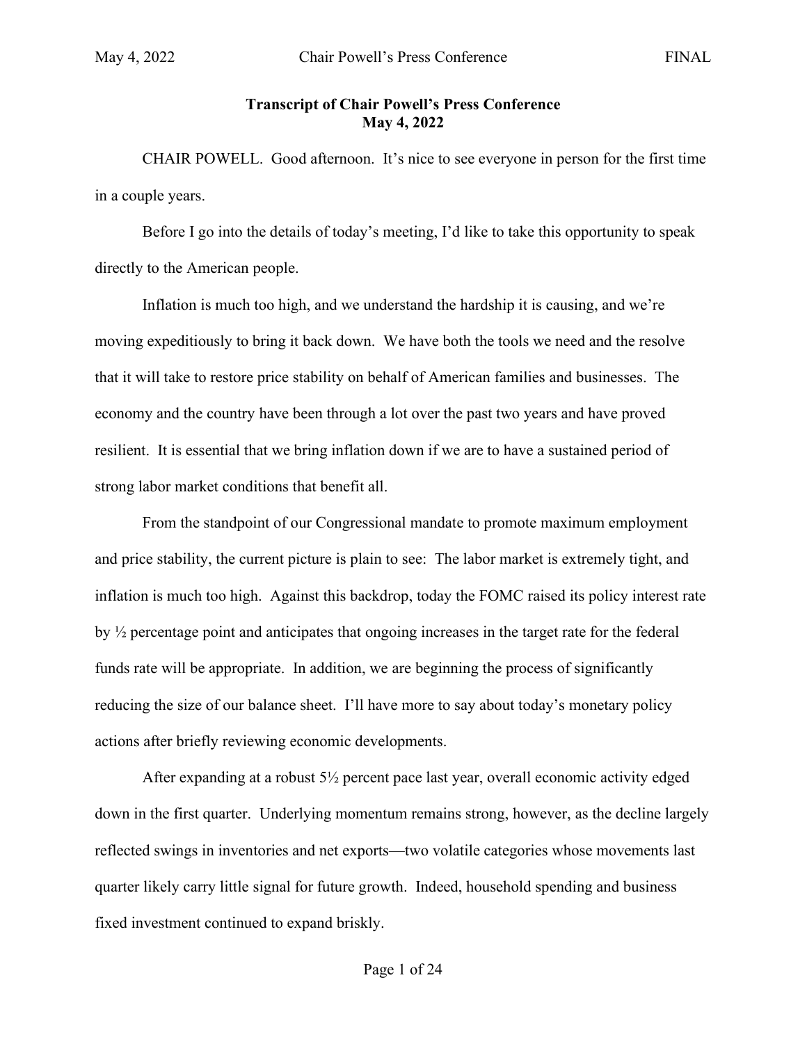**Transcript of Chair Powell's Press Conference**
**May 4, 2022**

CHAIR POWELL. Good afternoon. It's nice to see everyone in person for the first time in a couple years.

Before I go into the details of today's meeting, I'd like to take this opportunity to speak directly to the American people.

Inflation is much too high, and we understand the hardship it is causing, and we're moving expeditiously to bring it back down. We have both the tools we need and the resolve that it will take to restore price stability on behalf of American families and businesses. The economy and the country have been through a lot over the past two years and have proved resilient. It is essential that we bring inflation down if we are to have a sustained period of strong labor market conditions that benefit all.

From the standpoint of our Congressional mandate to promote maximum employment and price stability, the current picture is plain to see: The labor market is extremely tight, and inflation is much too high. Against this backdrop, today the FOMC raised its policy interest rate by ½ percentage point and anticipates that ongoing increases in the target rate for the federal funds rate will be appropriate. In addition, we are beginning the process of significantly reducing the size of our balance sheet. I'll have more to say about today's monetary policy actions after briefly reviewing economic developments.

After expanding at a robust 5½ percent pace last year, overall economic activity edged down in the first quarter. Underlying momentum remains strong, however, as the decline largely reflected swings in inventories and net exports—two volatile categories whose movements last quarter likely carry little signal for future growth. Indeed, household spending and business fixed investment continued to expand briskly.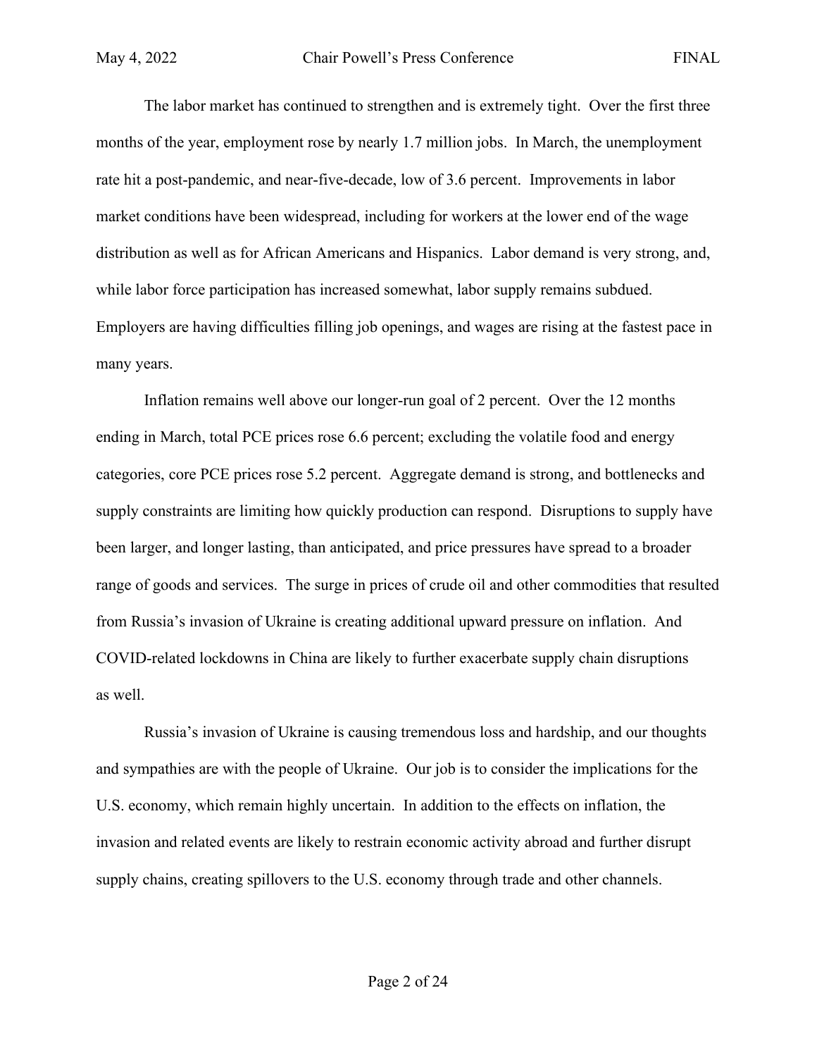The labor market has continued to strengthen and is extremely tight. Over the first three months of the year, employment rose by nearly 1.7 million jobs. In March, the unemployment rate hit a post-pandemic, and near-five-decade, low of 3.6 percent. Improvements in labor market conditions have been widespread, including for workers at the lower end of the wage distribution as well as for African Americans and Hispanics. Labor demand is very strong, and, while labor force participation has increased somewhat, labor supply remains subdued. Employers are having difficulties filling job openings, and wages are rising at the fastest pace in many years.

Inflation remains well above our longer-run goal of 2 percent. Over the 12 months ending in March, total PCE prices rose 6.6 percent; excluding the volatile food and energy categories, core PCE prices rose 5.2 percent. Aggregate demand is strong, and bottlenecks and supply constraints are limiting how quickly production can respond. Disruptions to supply have been larger, and longer lasting, than anticipated, and price pressures have spread to a broader range of goods and services. The surge in prices of crude oil and other commodities that resulted from Russia's invasion of Ukraine is creating additional upward pressure on inflation. And COVID-related lockdowns in China are likely to further exacerbate supply chain disruptions as well.

Russia's invasion of Ukraine is causing tremendous loss and hardship, and our thoughts and sympathies are with the people of Ukraine. Our job is to consider the implications for the U.S. economy, which remain highly uncertain. In addition to the effects on inflation, the invasion and related events are likely to restrain economic activity abroad and further disrupt supply chains, creating spillovers to the U.S. economy through trade and other channels.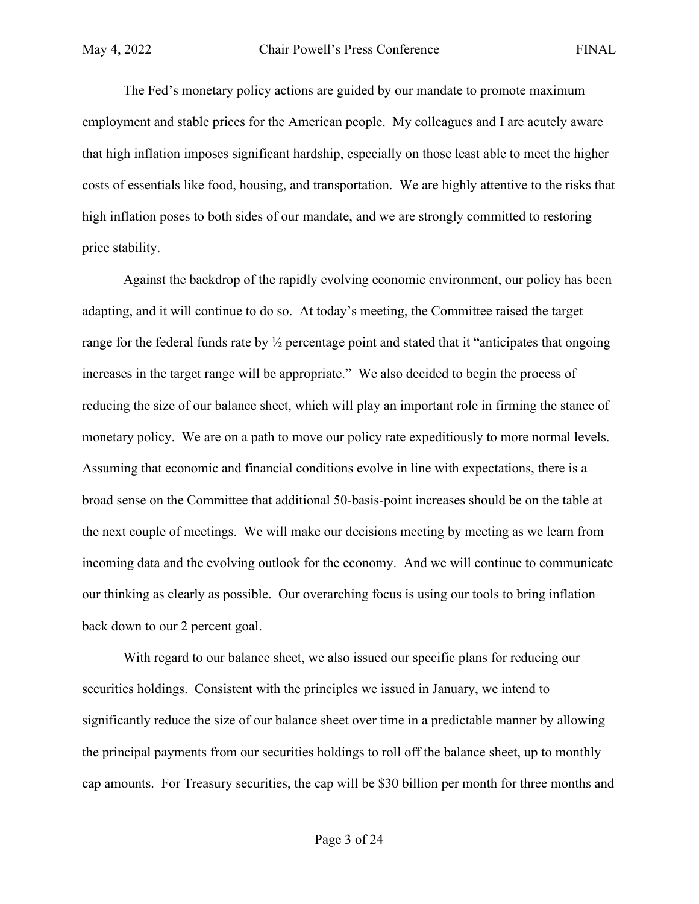The Fed's monetary policy actions are guided by our mandate to promote maximum employment and stable prices for the American people. My colleagues and I are acutely aware that high inflation imposes significant hardship, especially on those least able to meet the higher costs of essentials like food, housing, and transportation. We are highly attentive to the risks that high inflation poses to both sides of our mandate, and we are strongly committed to restoring price stability.

Against the backdrop of the rapidly evolving economic environment, our policy has been adapting, and it will continue to do so. At today's meeting, the Committee raised the target range for the federal funds rate by ½ percentage point and stated that it "anticipates that ongoing increases in the target range will be appropriate." We also decided to begin the process of reducing the size of our balance sheet, which will play an important role in firming the stance of monetary policy. We are on a path to move our policy rate expeditiously to more normal levels. Assuming that economic and financial conditions evolve in line with expectations, there is a broad sense on the Committee that additional 50-basis-point increases should be on the table at the next couple of meetings. We will make our decisions meeting by meeting as we learn from incoming data and the evolving outlook for the economy. And we will continue to communicate our thinking as clearly as possible. Our overarching focus is using our tools to bring inflation back down to our 2 percent goal.

With regard to our balance sheet, we also issued our specific plans for reducing our securities holdings. Consistent with the principles we issued in January, we intend to significantly reduce the size of our balance sheet over time in a predictable manner by allowing the principal payments from our securities holdings to roll off the balance sheet, up to monthly cap amounts. For Treasury securities, the cap will be $30 billion per month for three months and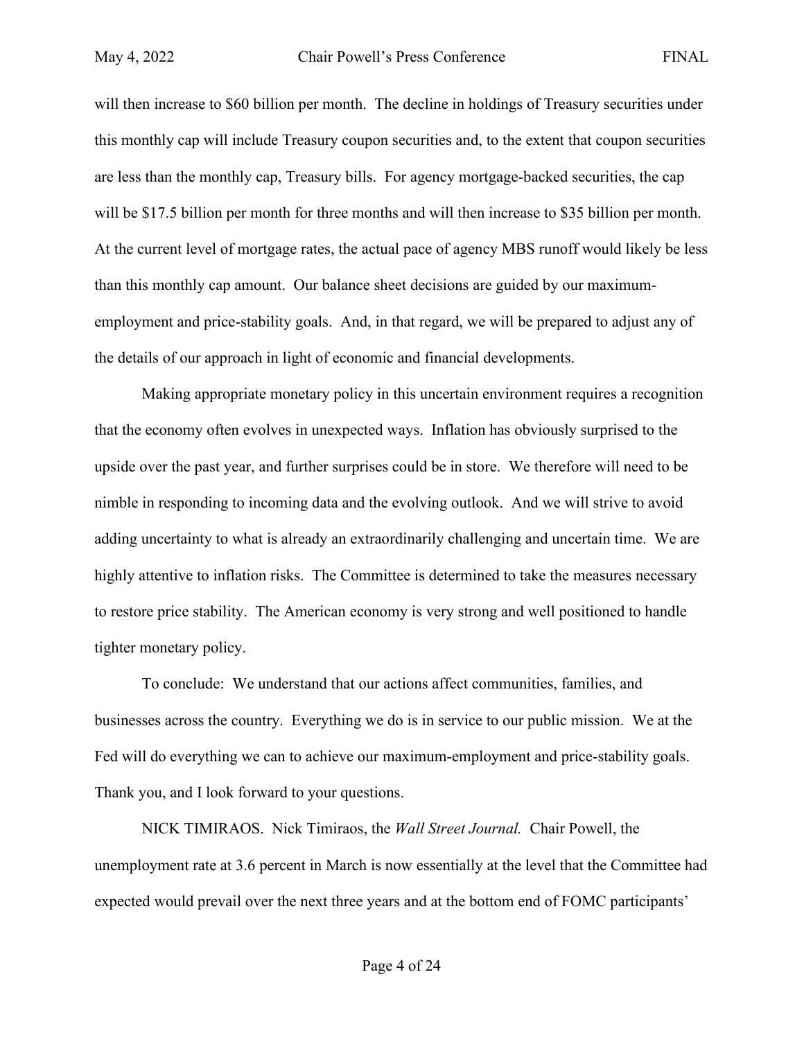will then increase to $60 billion per month. The decline in holdings of Treasury securities under this monthly cap will include Treasury coupon securities and, to the extent that coupon securities are less than the monthly cap, Treasury bills. For agency mortgage-backed securities, the cap will be $17.5 billion per month for three months and will then increase to $35 billion per month. At the current level of mortgage rates, the actual pace of agency MBS runoff would likely be less than this monthly cap amount. Our balance sheet decisions are guided by our maximum-employment and price-stability goals. And, in that regard, we will be prepared to adjust any of the details of our approach in light of economic and financial developments.

Making appropriate monetary policy in this uncertain environment requires a recognition that the economy often evolves in unexpected ways. Inflation has obviously surprised to the upside over the past year, and further surprises could be in store. We therefore will need to be nimble in responding to incoming data and the evolving outlook. And we will strive to avoid adding uncertainty to what is already an extraordinarily challenging and uncertain time. We are highly attentive to inflation risks. The Committee is determined to take the measures necessary to restore price stability. The American economy is very strong and well positioned to handle tighter monetary policy.

To conclude: We understand that our actions affect communities, families, and businesses across the country. Everything we do is in service to our public mission. We at the Fed will do everything we can to achieve our maximum-employment and price-stability goals. Thank you, and I look forward to your questions.

NICK TIMIRAOS. Nick Timiraos, the *Wall Street Journal.* Chair Powell, the unemployment rate at 3.6 percent in March is now essentially at the level that the Committee had expected would prevail over the next three years and at the bottom end of FOMC participants'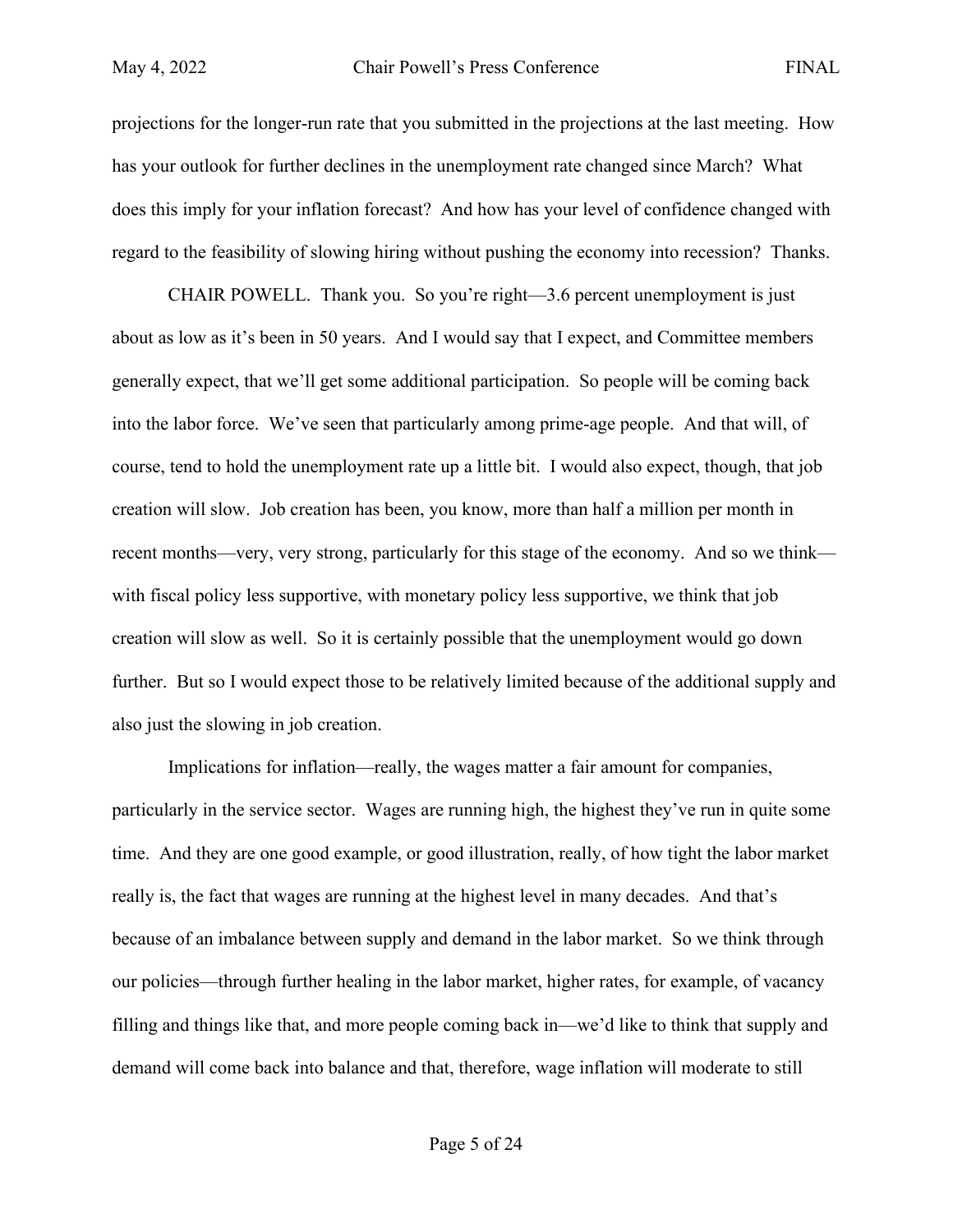projections for the longer-run rate that you submitted in the projections at the last meeting. How has your outlook for further declines in the unemployment rate changed since March? What does this imply for your inflation forecast? And how has your level of confidence changed with regard to the feasibility of slowing hiring without pushing the economy into recession? Thanks.

CHAIR POWELL. Thank you. So you're right—3.6 percent unemployment is just about as low as it's been in 50 years. And I would say that I expect, and Committee members generally expect, that we'll get some additional participation. So people will be coming back into the labor force. We've seen that particularly among prime-age people. And that will, of course, tend to hold the unemployment rate up a little bit. I would also expect, though, that job creation will slow. Job creation has been, you know, more than half a million per month in recent months—very, very strong, particularly for this stage of the economy. And so we think—with fiscal policy less supportive, with monetary policy less supportive, we think that job creation will slow as well. So it is certainly possible that the unemployment would go down further. But so I would expect those to be relatively limited because of the additional supply and also just the slowing in job creation.

Implications for inflation—really, the wages matter a fair amount for companies, particularly in the service sector. Wages are running high, the highest they've run in quite some time. And they are one good example, or good illustration, really, of how tight the labor market really is, the fact that wages are running at the highest level in many decades. And that's because of an imbalance between supply and demand in the labor market. So we think through our policies—through further healing in the labor market, higher rates, for example, of vacancy filling and things like that, and more people coming back in—we'd like to think that supply and demand will come back into balance and that, therefore, wage inflation will moderate to still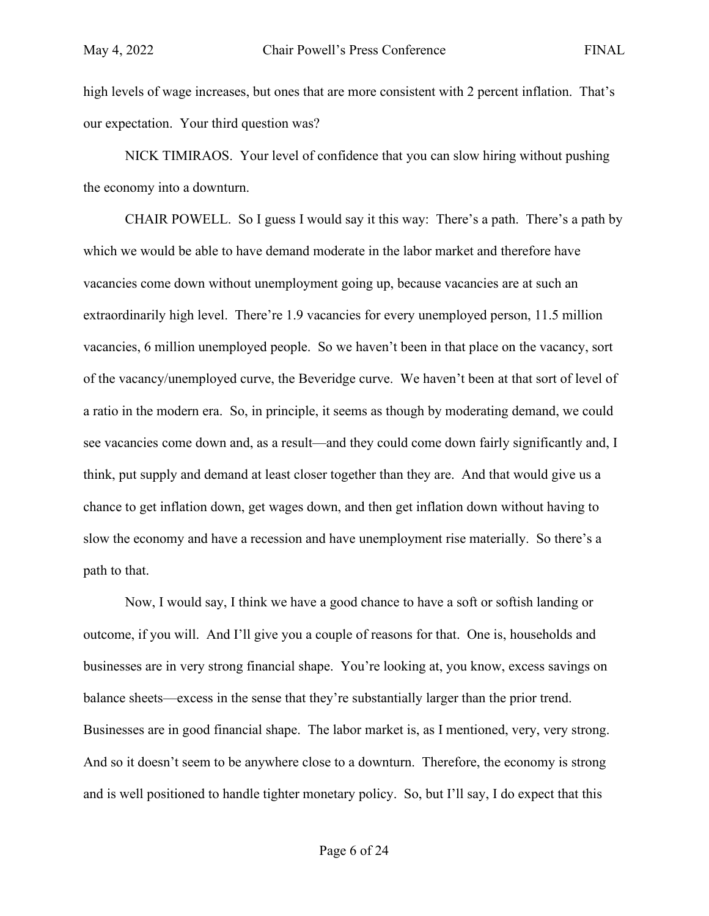high levels of wage increases, but ones that are more consistent with 2 percent inflation. That's our expectation. Your third question was?

NICK TIMIRAOS. Your level of confidence that you can slow hiring without pushing the economy into a downturn.

CHAIR POWELL. So I guess I would say it this way: There's a path. There's a path by which we would be able to have demand moderate in the labor market and therefore have vacancies come down without unemployment going up, because vacancies are at such an extraordinarily high level. There're 1.9 vacancies for every unemployed person, 11.5 million vacancies, 6 million unemployed people. So we haven't been in that place on the vacancy, sort of the vacancy/unemployed curve, the Beveridge curve. We haven't been at that sort of level of a ratio in the modern era. So, in principle, it seems as though by moderating demand, we could see vacancies come down and, as a result—and they could come down fairly significantly and, I think, put supply and demand at least closer together than they are. And that would give us a chance to get inflation down, get wages down, and then get inflation down without having to slow the economy and have a recession and have unemployment rise materially. So there's a path to that.

Now, I would say, I think we have a good chance to have a soft or softish landing or outcome, if you will. And I'll give you a couple of reasons for that. One is, households and businesses are in very strong financial shape. You're looking at, you know, excess savings on balance sheets—excess in the sense that they're substantially larger than the prior trend. Businesses are in good financial shape. The labor market is, as I mentioned, very, very strong. And so it doesn't seem to be anywhere close to a downturn. Therefore, the economy is strong and is well positioned to handle tighter monetary policy. So, but I'll say, I do expect that this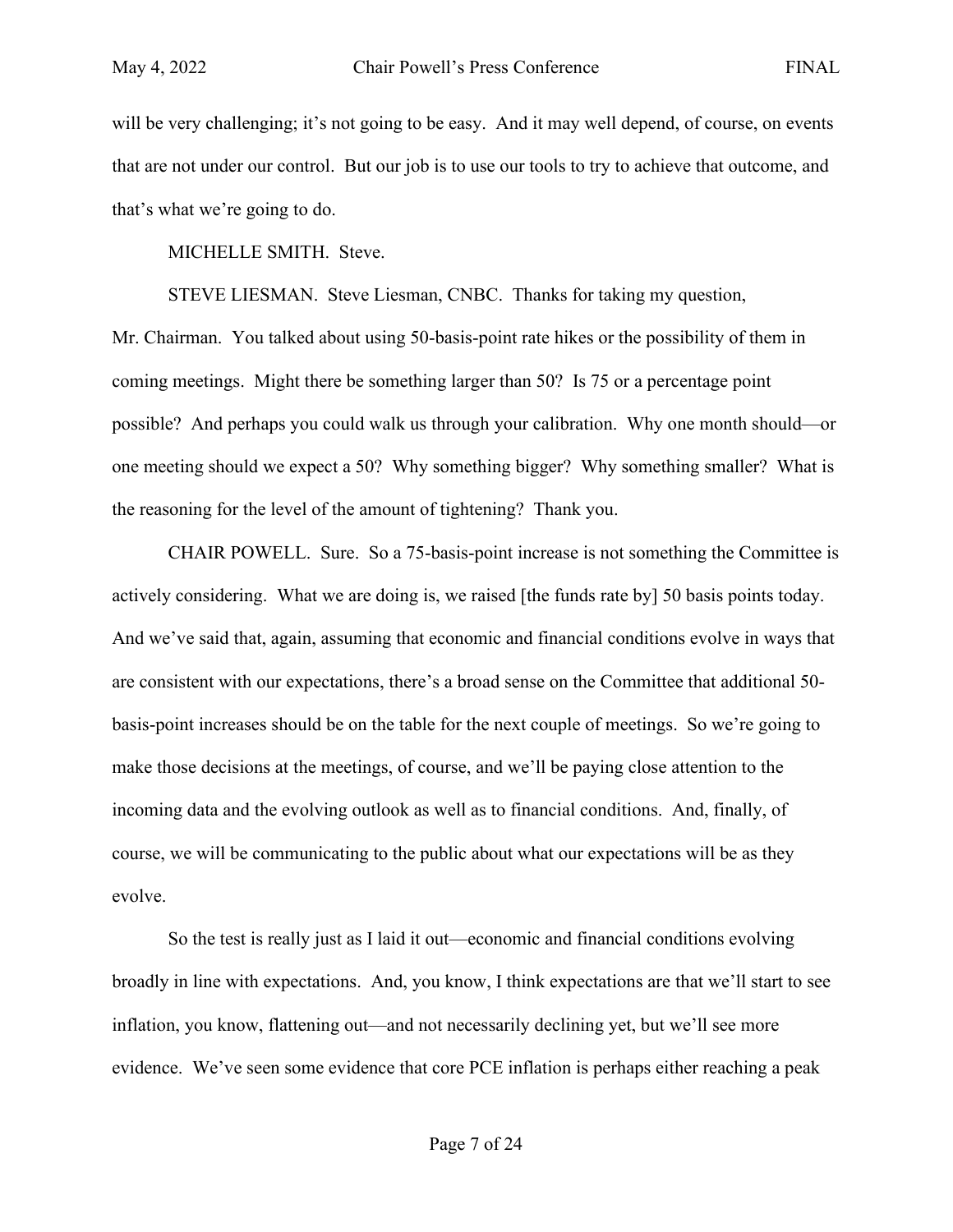will be very challenging; it's not going to be easy. And it may well depend, of course, on events that are not under our control. But our job is to use our tools to try to achieve that outcome, and that's what we're going to do.

MICHELLE SMITH. Steve.

STEVE LIESMAN. Steve Liesman, CNBC. Thanks for taking my question, Mr. Chairman. You talked about using 50-basis-point rate hikes or the possibility of them in coming meetings. Might there be something larger than 50? Is 75 or a percentage point possible? And perhaps you could walk us through your calibration. Why one month should—or one meeting should we expect a 50? Why something bigger? Why something smaller? What is the reasoning for the level of the amount of tightening? Thank you.

CHAIR POWELL. Sure. So a 75-basis-point increase is not something the Committee is actively considering. What we are doing is, we raised [the funds rate by] 50 basis points today. And we've said that, again, assuming that economic and financial conditions evolve in ways that are consistent with our expectations, there's a broad sense on the Committee that additional 50-basis-point increases should be on the table for the next couple of meetings. So we're going to make those decisions at the meetings, of course, and we'll be paying close attention to the incoming data and the evolving outlook as well as to financial conditions. And, finally, of course, we will be communicating to the public about what our expectations will be as they evolve.

So the test is really just as I laid it out—economic and financial conditions evolving broadly in line with expectations. And, you know, I think expectations are that we'll start to see inflation, you know, flattening out—and not necessarily declining yet, but we'll see more evidence. We've seen some evidence that core PCE inflation is perhaps either reaching a peak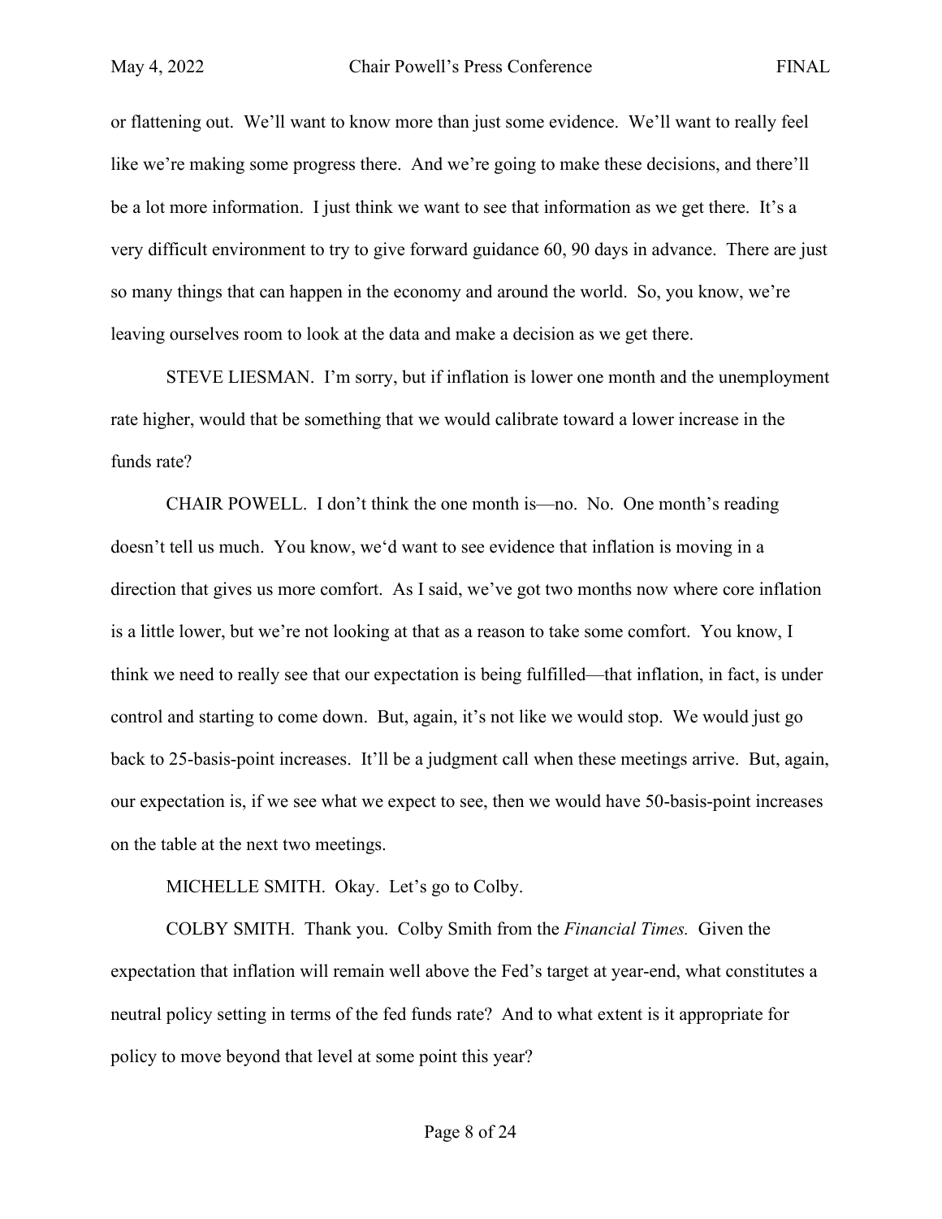or flattening out. We'll want to know more than just some evidence. We'll want to really feel like we're making some progress there. And we're going to make these decisions, and there'll be a lot more information. I just think we want to see that information as we get there. It's a very difficult environment to try to give forward guidance 60, 90 days in advance. There are just so many things that can happen in the economy and around the world. So, you know, we're leaving ourselves room to look at the data and make a decision as we get there.

STEVE LIESMAN. I'm sorry, but if inflation is lower one month and the unemployment rate higher, would that be something that we would calibrate toward a lower increase in the funds rate?

CHAIR POWELL. I don't think the one month is—no. No. One month's reading doesn't tell us much. You know, we'd want to see evidence that inflation is moving in a direction that gives us more comfort. As I said, we've got two months now where core inflation is a little lower, but we're not looking at that as a reason to take some comfort. You know, I think we need to really see that our expectation is being fulfilled—that inflation, in fact, is under control and starting to come down. But, again, it's not like we would stop. We would just go back to 25-basis-point increases. It'll be a judgment call when these meetings arrive. But, again, our expectation is, if we see what we expect to see, then we would have 50-basis-point increases on the table at the next two meetings.

MICHELLE SMITH. Okay. Let's go to Colby.

COLBY SMITH. Thank you. Colby Smith from the *Financial Times.* Given the expectation that inflation will remain well above the Fed's target at year-end, what constitutes a neutral policy setting in terms of the fed funds rate? And to what extent is it appropriate for policy to move beyond that level at some point this year?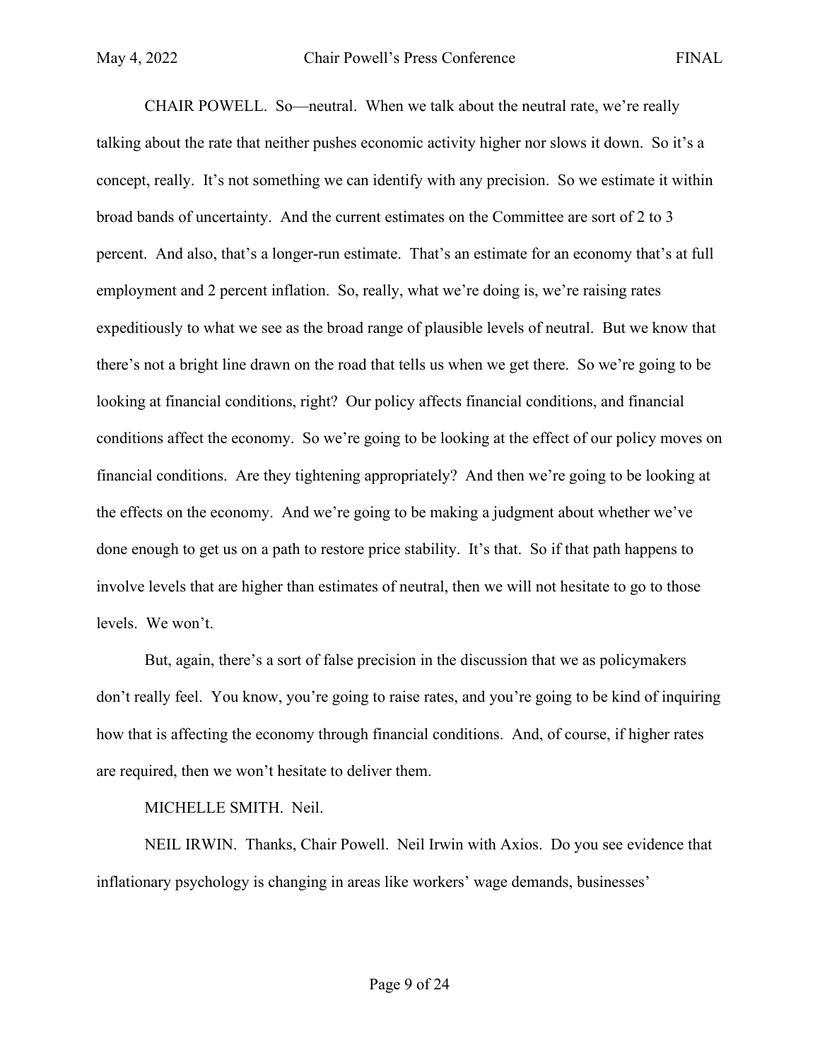CHAIR POWELL. So—neutral. When we talk about the neutral rate, we're really talking about the rate that neither pushes economic activity higher nor slows it down. So it's a concept, really. It's not something we can identify with any precision. So we estimate it within broad bands of uncertainty. And the current estimates on the Committee are sort of 2 to 3 percent. And also, that's a longer-run estimate. That's an estimate for an economy that's at full employment and 2 percent inflation. So, really, what we're doing is, we're raising rates expeditiously to what we see as the broad range of plausible levels of neutral. But we know that there's not a bright line drawn on the road that tells us when we get there. So we're going to be looking at financial conditions, right? Our policy affects financial conditions, and financial conditions affect the economy. So we're going to be looking at the effect of our policy moves on financial conditions. Are they tightening appropriately? And then we're going to be looking at the effects on the economy. And we're going to be making a judgment about whether we've done enough to get us on a path to restore price stability. It's that. So if that path happens to involve levels that are higher than estimates of neutral, then we will not hesitate to go to those levels. We won't.

But, again, there's a sort of false precision in the discussion that we as policymakers don't really feel. You know, you're going to raise rates, and you're going to be kind of inquiring how that is affecting the economy through financial conditions. And, of course, if higher rates are required, then we won't hesitate to deliver them.

MICHELLE SMITH. Neil.

NEIL IRWIN. Thanks, Chair Powell. Neil Irwin with Axios. Do you see evidence that inflationary psychology is changing in areas like workers' wage demands, businesses'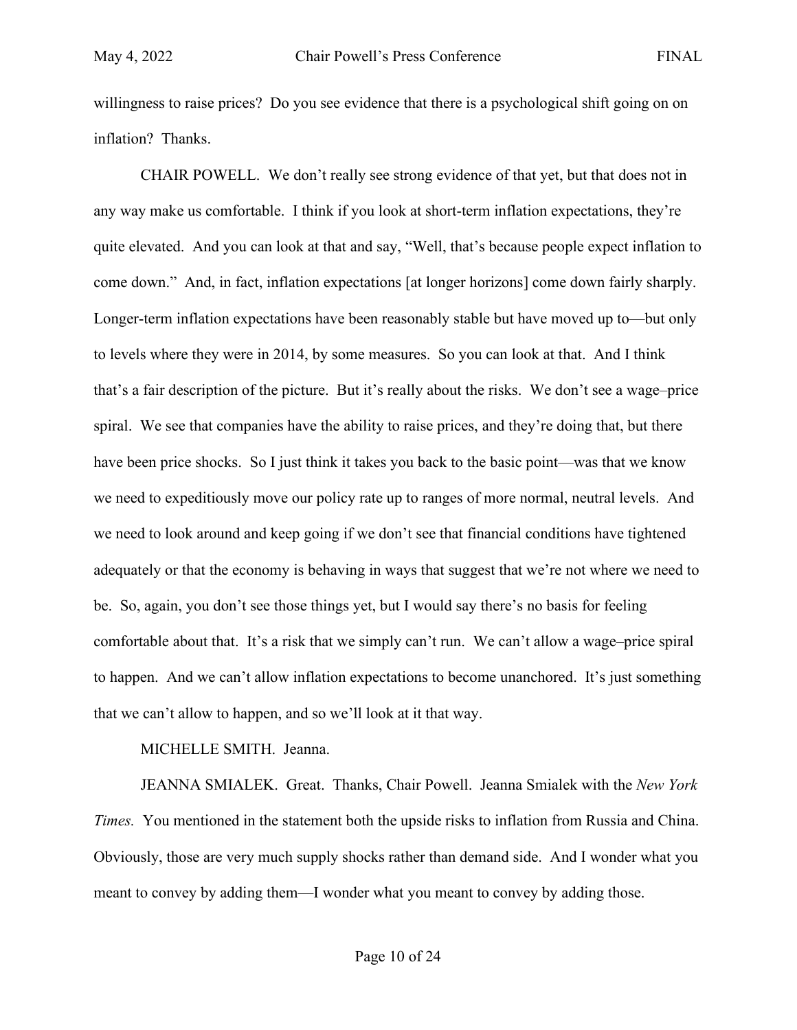willingness to raise prices? Do you see evidence that there is a psychological shift going on on inflation? Thanks.

CHAIR POWELL. We don't really see strong evidence of that yet, but that does not in any way make us comfortable. I think if you look at short-term inflation expectations, they're quite elevated. And you can look at that and say, "Well, that's because people expect inflation to come down." And, in fact, inflation expectations [at longer horizons] come down fairly sharply. Longer-term inflation expectations have been reasonably stable but have moved up to—but only to levels where they were in 2014, by some measures. So you can look at that. And I think that's a fair description of the picture. But it's really about the risks. We don't see a wage–price spiral. We see that companies have the ability to raise prices, and they're doing that, but there have been price shocks. So I just think it takes you back to the basic point—was that we know we need to expeditiously move our policy rate up to ranges of more normal, neutral levels. And we need to look around and keep going if we don't see that financial conditions have tightened adequately or that the economy is behaving in ways that suggest that we're not where we need to be. So, again, you don't see those things yet, but I would say there's no basis for feeling comfortable about that. It's a risk that we simply can't run. We can't allow a wage–price spiral to happen. And we can't allow inflation expectations to become unanchored. It's just something that we can't allow to happen, and so we'll look at it that way.

MICHELLE SMITH. Jeanna.

JEANNA SMIALEK. Great. Thanks, Chair Powell. Jeanna Smialek with the *New York Times.* You mentioned in the statement both the upside risks to inflation from Russia and China. Obviously, those are very much supply shocks rather than demand side. And I wonder what you meant to convey by adding them—I wonder what you meant to convey by adding those.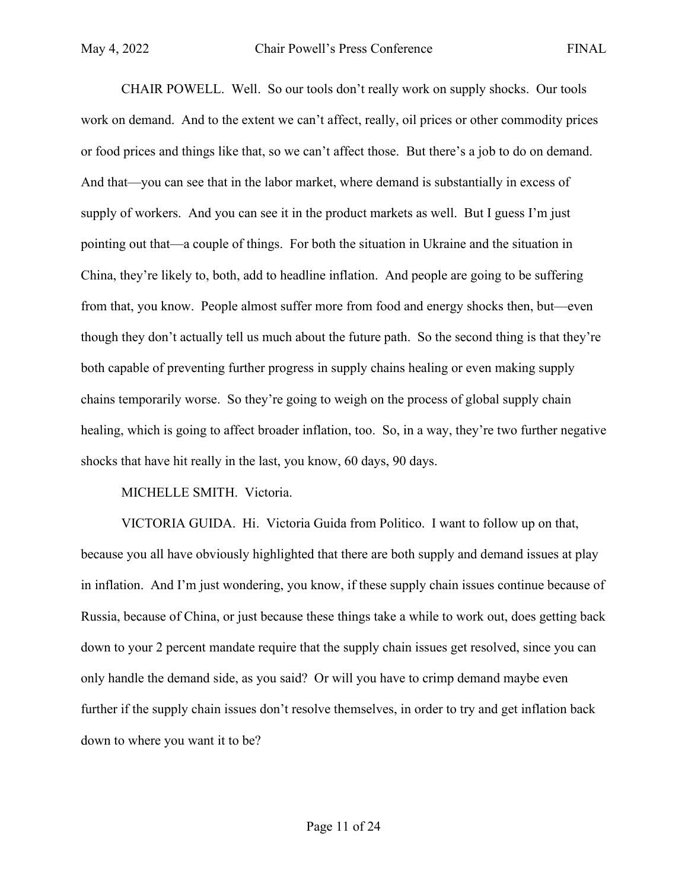CHAIR POWELL. Well. So our tools don't really work on supply shocks. Our tools work on demand. And to the extent we can't affect, really, oil prices or other commodity prices or food prices and things like that, so we can't affect those. But there's a job to do on demand. And that—you can see that in the labor market, where demand is substantially in excess of supply of workers. And you can see it in the product markets as well. But I guess I'm just pointing out that—a couple of things. For both the situation in Ukraine and the situation in China, they're likely to, both, add to headline inflation. And people are going to be suffering from that, you know. People almost suffer more from food and energy shocks then, but—even though they don't actually tell us much about the future path. So the second thing is that they're both capable of preventing further progress in supply chains healing or even making supply chains temporarily worse. So they're going to weigh on the process of global supply chain healing, which is going to affect broader inflation, too. So, in a way, they're two further negative shocks that have hit really in the last, you know, 60 days, 90 days.

MICHELLE SMITH. Victoria.

VICTORIA GUIDA. Hi. Victoria Guida from Politico. I want to follow up on that, because you all have obviously highlighted that there are both supply and demand issues at play in inflation. And I'm just wondering, you know, if these supply chain issues continue because of Russia, because of China, or just because these things take a while to work out, does getting back down to your 2 percent mandate require that the supply chain issues get resolved, since you can only handle the demand side, as you said? Or will you have to crimp demand maybe even further if the supply chain issues don't resolve themselves, in order to try and get inflation back down to where you want it to be?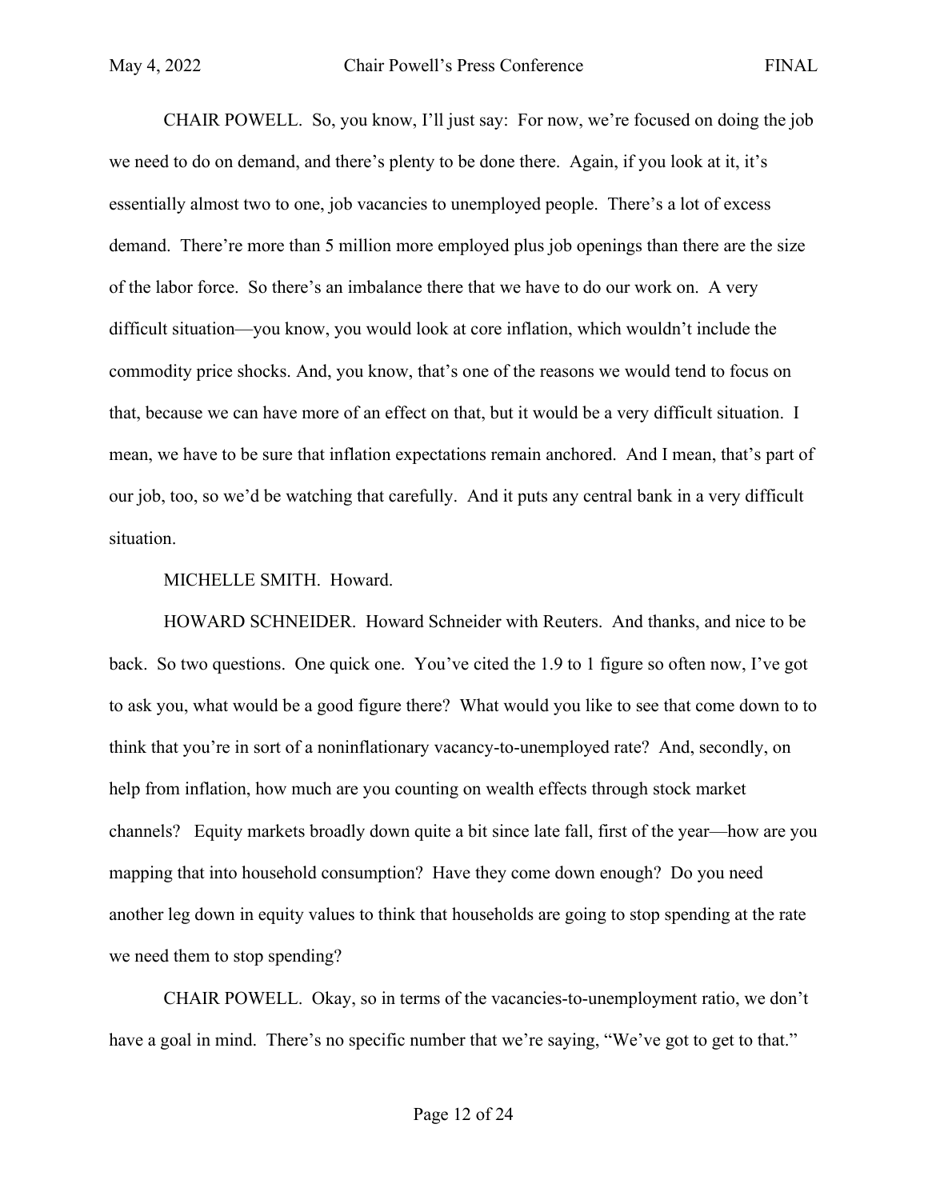CHAIR POWELL. So, you know, I'll just say: For now, we're focused on doing the job we need to do on demand, and there's plenty to be done there. Again, if you look at it, it's essentially almost two to one, job vacancies to unemployed people. There's a lot of excess demand. There're more than 5 million more employed plus job openings than there are the size of the labor force. So there's an imbalance there that we have to do our work on. A very difficult situation—you know, you would look at core inflation, which wouldn't include the commodity price shocks. And, you know, that's one of the reasons we would tend to focus on that, because we can have more of an effect on that, but it would be a very difficult situation. I mean, we have to be sure that inflation expectations remain anchored. And I mean, that's part of our job, too, so we'd be watching that carefully. And it puts any central bank in a very difficult situation.

MICHELLE SMITH. Howard.

HOWARD SCHNEIDER. Howard Schneider with Reuters. And thanks, and nice to be back. So two questions. One quick one. You've cited the 1.9 to 1 figure so often now, I've got to ask you, what would be a good figure there? What would you like to see that come down to to think that you're in sort of a noninflationary vacancy-to-unemployed rate? And, secondly, on help from inflation, how much are you counting on wealth effects through stock market channels? Equity markets broadly down quite a bit since late fall, first of the year—how are you mapping that into household consumption? Have they come down enough? Do you need another leg down in equity values to think that households are going to stop spending at the rate we need them to stop spending?

CHAIR POWELL. Okay, so in terms of the vacancies-to-unemployment ratio, we don't have a goal in mind. There's no specific number that we're saying, "We've got to get to that."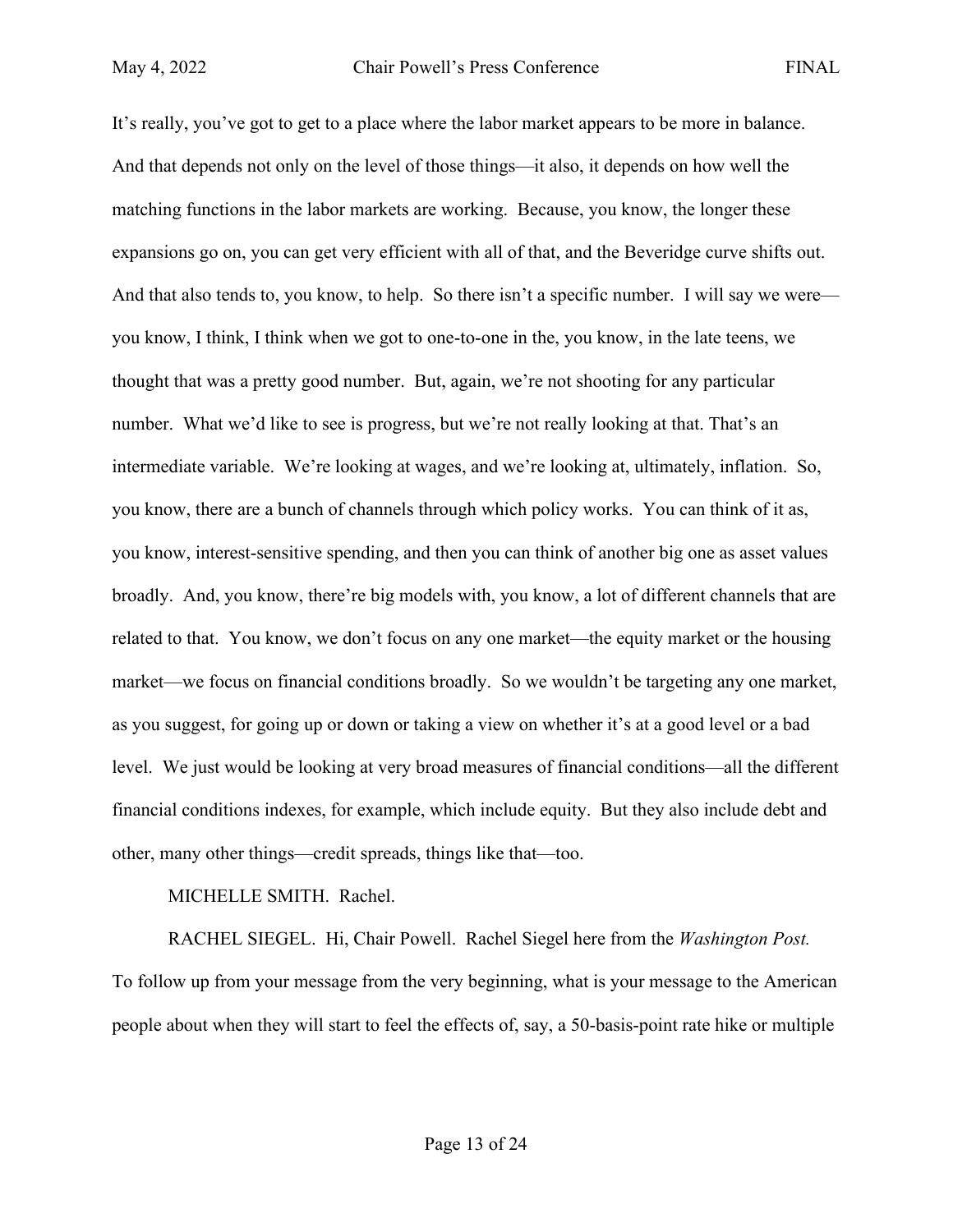It's really, you've got to get to a place where the labor market appears to be more in balance. And that depends not only on the level of those things—it also, it depends on how well the matching functions in the labor markets are working. Because, you know, the longer these expansions go on, you can get very efficient with all of that, and the Beveridge curve shifts out. And that also tends to, you know, to help. So there isn't a specific number. I will say we were—you know, I think, I think when we got to one-to-one in the, you know, in the late teens, we thought that was a pretty good number. But, again, we're not shooting for any particular number. What we'd like to see is progress, but we're not really looking at that. That's an intermediate variable. We're looking at wages, and we're looking at, ultimately, inflation. So, you know, there are a bunch of channels through which policy works. You can think of it as, you know, interest-sensitive spending, and then you can think of another big one as asset values broadly. And, you know, there're big models with, you know, a lot of different channels that are related to that. You know, we don't focus on any one market—the equity market or the housing market—we focus on financial conditions broadly. So we wouldn't be targeting any one market, as you suggest, for going up or down or taking a view on whether it's at a good level or a bad level. We just would be looking at very broad measures of financial conditions—all the different financial conditions indexes, for example, which include equity. But they also include debt and other, many other things—credit spreads, things like that—too.

MICHELLE SMITH. Rachel.

RACHEL SIEGEL. Hi, Chair Powell. Rachel Siegel here from the *Washington Post.* To follow up from your message from the very beginning, what is your message to the American people about when they will start to feel the effects of, say, a 50-basis-point rate hike or multiple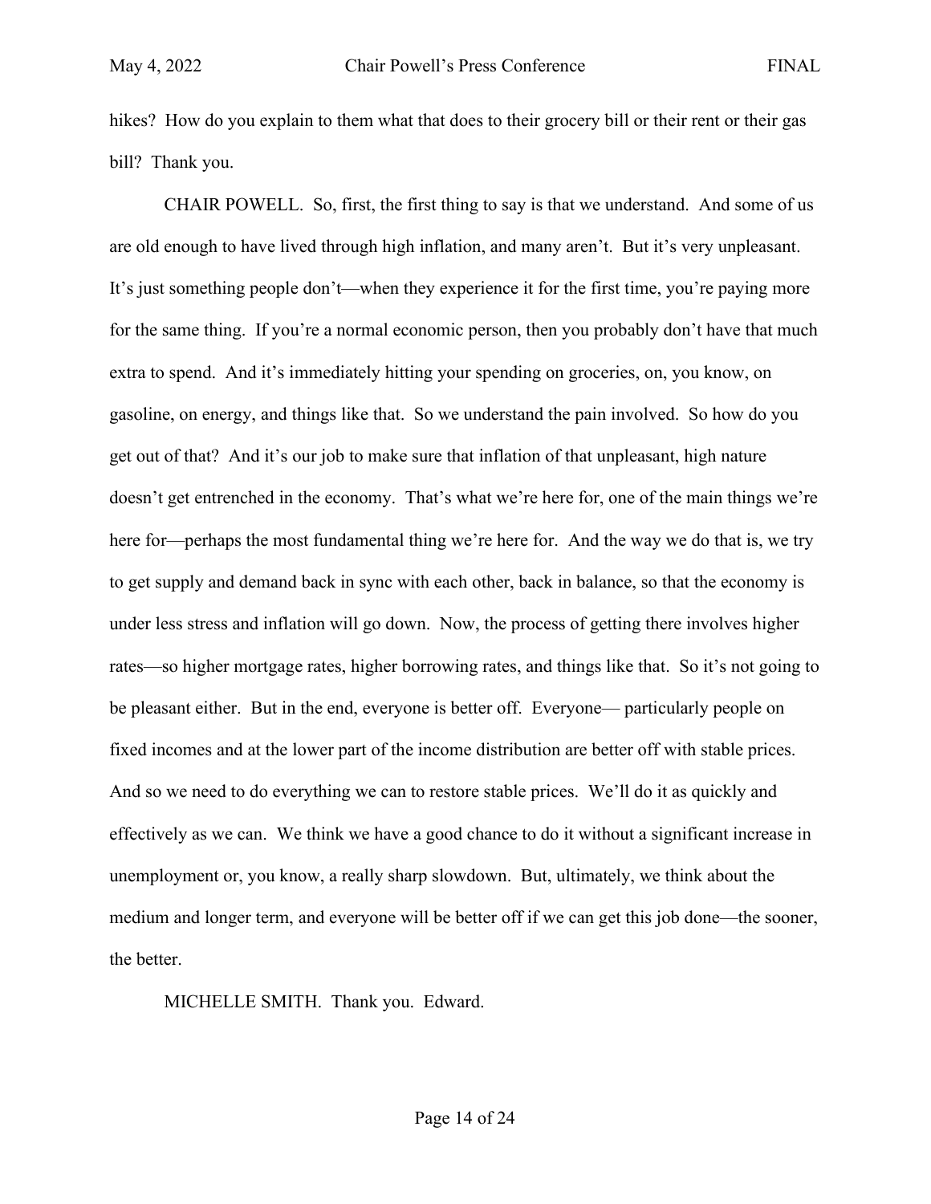hikes? How do you explain to them what that does to their grocery bill or their rent or their gas bill? Thank you.

CHAIR POWELL. So, first, the first thing to say is that we understand. And some of us are old enough to have lived through high inflation, and many aren't. But it's very unpleasant. It's just something people don't—when they experience it for the first time, you're paying more for the same thing. If you're a normal economic person, then you probably don't have that much extra to spend. And it's immediately hitting your spending on groceries, on, you know, on gasoline, on energy, and things like that. So we understand the pain involved. So how do you get out of that? And it's our job to make sure that inflation of that unpleasant, high nature doesn't get entrenched in the economy. That's what we're here for, one of the main things we're here for—perhaps the most fundamental thing we're here for. And the way we do that is, we try to get supply and demand back in sync with each other, back in balance, so that the economy is under less stress and inflation will go down. Now, the process of getting there involves higher rates—so higher mortgage rates, higher borrowing rates, and things like that. So it's not going to be pleasant either. But in the end, everyone is better off. Everyone— particularly people on fixed incomes and at the lower part of the income distribution are better off with stable prices. And so we need to do everything we can to restore stable prices. We'll do it as quickly and effectively as we can. We think we have a good chance to do it without a significant increase in unemployment or, you know, a really sharp slowdown. But, ultimately, we think about the medium and longer term, and everyone will be better off if we can get this job done—the sooner, the better.

MICHELLE SMITH. Thank you. Edward.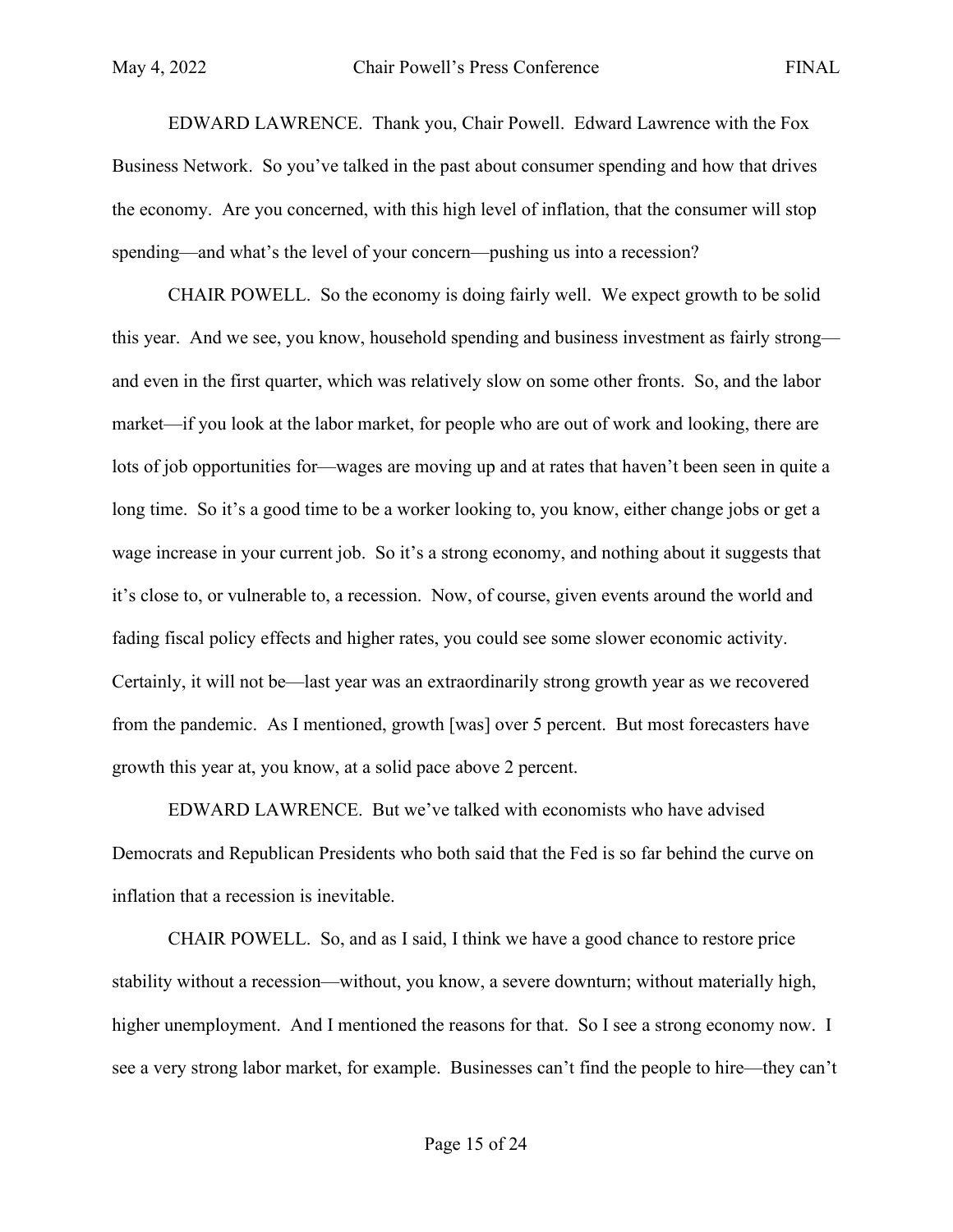EDWARD LAWRENCE. Thank you, Chair Powell. Edward Lawrence with the Fox Business Network. So you've talked in the past about consumer spending and how that drives the economy. Are you concerned, with this high level of inflation, that the consumer will stop spending—and what's the level of your concern—pushing us into a recession?

CHAIR POWELL. So the economy is doing fairly well. We expect growth to be solid this year. And we see, you know, household spending and business investment as fairly strong—and even in the first quarter, which was relatively slow on some other fronts. So, and the labor market—if you look at the labor market, for people who are out of work and looking, there are lots of job opportunities for—wages are moving up and at rates that haven't been seen in quite a long time. So it's a good time to be a worker looking to, you know, either change jobs or get a wage increase in your current job. So it's a strong economy, and nothing about it suggests that it's close to, or vulnerable to, a recession. Now, of course, given events around the world and fading fiscal policy effects and higher rates, you could see some slower economic activity. Certainly, it will not be—last year was an extraordinarily strong growth year as we recovered from the pandemic. As I mentioned, growth [was] over 5 percent. But most forecasters have growth this year at, you know, at a solid pace above 2 percent.

EDWARD LAWRENCE. But we've talked with economists who have advised Democrats and Republican Presidents who both said that the Fed is so far behind the curve on inflation that a recession is inevitable.

CHAIR POWELL. So, and as I said, I think we have a good chance to restore price stability without a recession—without, you know, a severe downturn; without materially high, higher unemployment. And I mentioned the reasons for that. So I see a strong economy now. I see a very strong labor market, for example. Businesses can't find the people to hire—they can't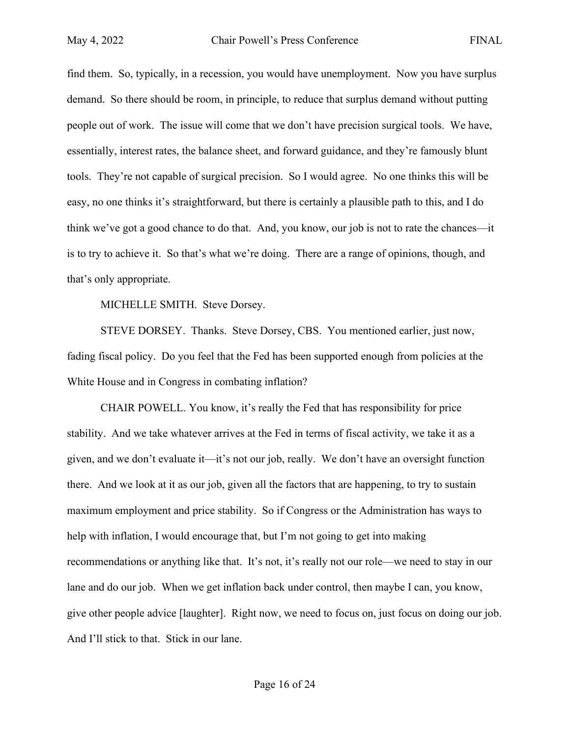find them. So, typically, in a recession, you would have unemployment. Now you have surplus demand. So there should be room, in principle, to reduce that surplus demand without putting people out of work. The issue will come that we don't have precision surgical tools. We have, essentially, interest rates, the balance sheet, and forward guidance, and they're famously blunt tools. They're not capable of surgical precision. So I would agree. No one thinks this will be easy, no one thinks it's straightforward, but there is certainly a plausible path to this, and I do think we've got a good chance to do that. And, you know, our job is not to rate the chances—it is to try to achieve it. So that's what we're doing. There are a range of opinions, though, and that's only appropriate.

MICHELLE SMITH. Steve Dorsey.

STEVE DORSEY. Thanks. Steve Dorsey, CBS. You mentioned earlier, just now, fading fiscal policy. Do you feel that the Fed has been supported enough from policies at the White House and in Congress in combating inflation?

CHAIR POWELL. You know, it's really the Fed that has responsibility for price stability. And we take whatever arrives at the Fed in terms of fiscal activity, we take it as a given, and we don't evaluate it—it's not our job, really. We don't have an oversight function there. And we look at it as our job, given all the factors that are happening, to try to sustain maximum employment and price stability. So if Congress or the Administration has ways to help with inflation, I would encourage that, but I'm not going to get into making recommendations or anything like that. It's not, it's really not our role—we need to stay in our lane and do our job. When we get inflation back under control, then maybe I can, you know, give other people advice [laughter]. Right now, we need to focus on, just focus on doing our job. And I'll stick to that. Stick in our lane.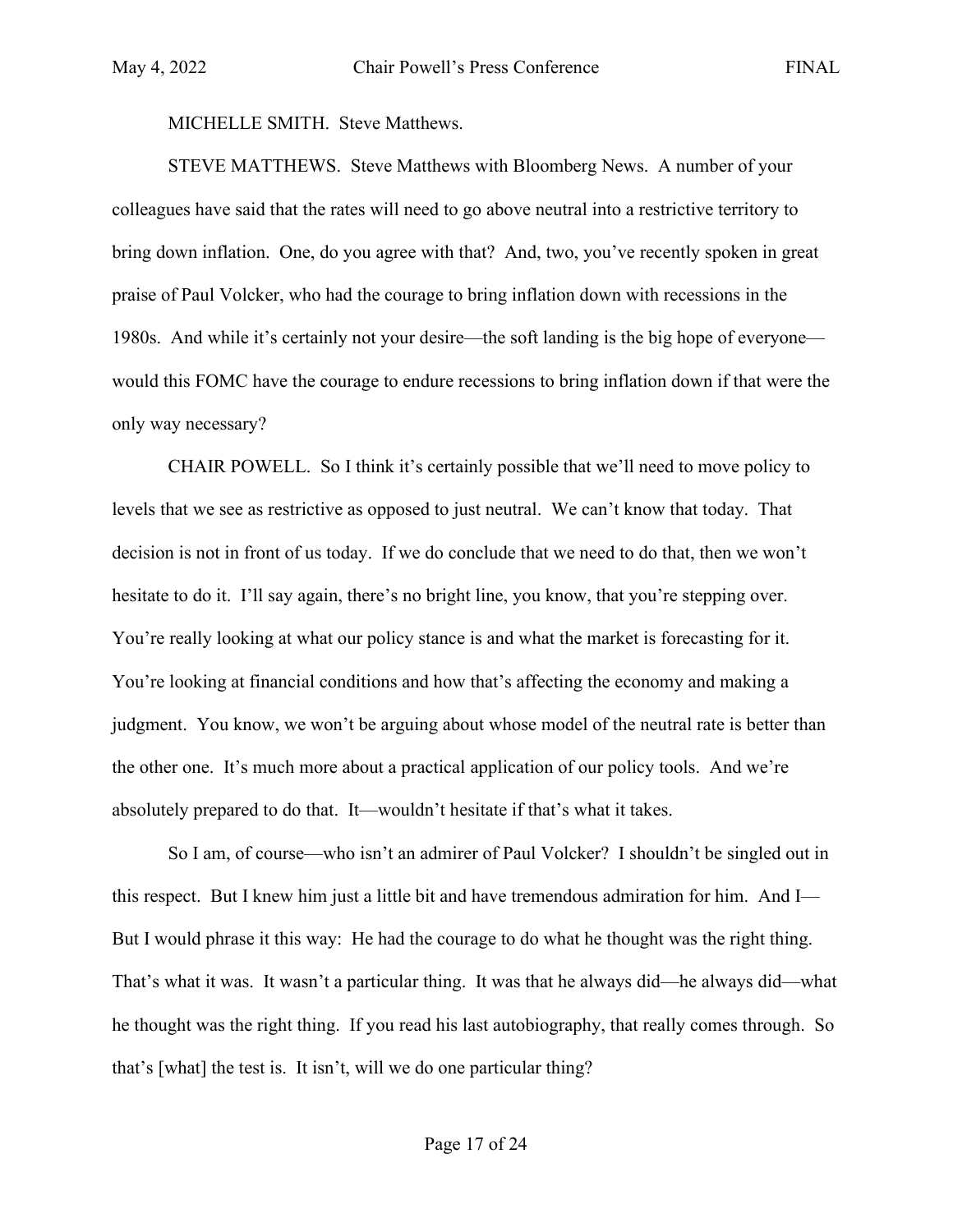MICHELLE SMITH. Steve Matthews.

STEVE MATTHEWS. Steve Matthews with Bloomberg News. A number of your colleagues have said that the rates will need to go above neutral into a restrictive territory to bring down inflation. One, do you agree with that? And, two, you've recently spoken in great praise of Paul Volcker, who had the courage to bring inflation down with recessions in the 1980s. And while it's certainly not your desire—the soft landing is the big hope of everyone—would this FOMC have the courage to endure recessions to bring inflation down if that were the only way necessary?

CHAIR POWELL. So I think it's certainly possible that we'll need to move policy to levels that we see as restrictive as opposed to just neutral. We can't know that today. That decision is not in front of us today. If we do conclude that we need to do that, then we won't hesitate to do it. I'll say again, there's no bright line, you know, that you're stepping over. You're really looking at what our policy stance is and what the market is forecasting for it. You're looking at financial conditions and how that's affecting the economy and making a judgment. You know, we won't be arguing about whose model of the neutral rate is better than the other one. It's much more about a practical application of our policy tools. And we're absolutely prepared to do that. It—wouldn't hesitate if that's what it takes.

So I am, of course—who isn't an admirer of Paul Volcker? I shouldn't be singled out in this respect. But I knew him just a little bit and have tremendous admiration for him. And I— But I would phrase it this way: He had the courage to do what he thought was the right thing. That's what it was. It wasn't a particular thing. It was that he always did—he always did—what he thought was the right thing. If you read his last autobiography, that really comes through. So that's [what] the test is. It isn't, will we do one particular thing?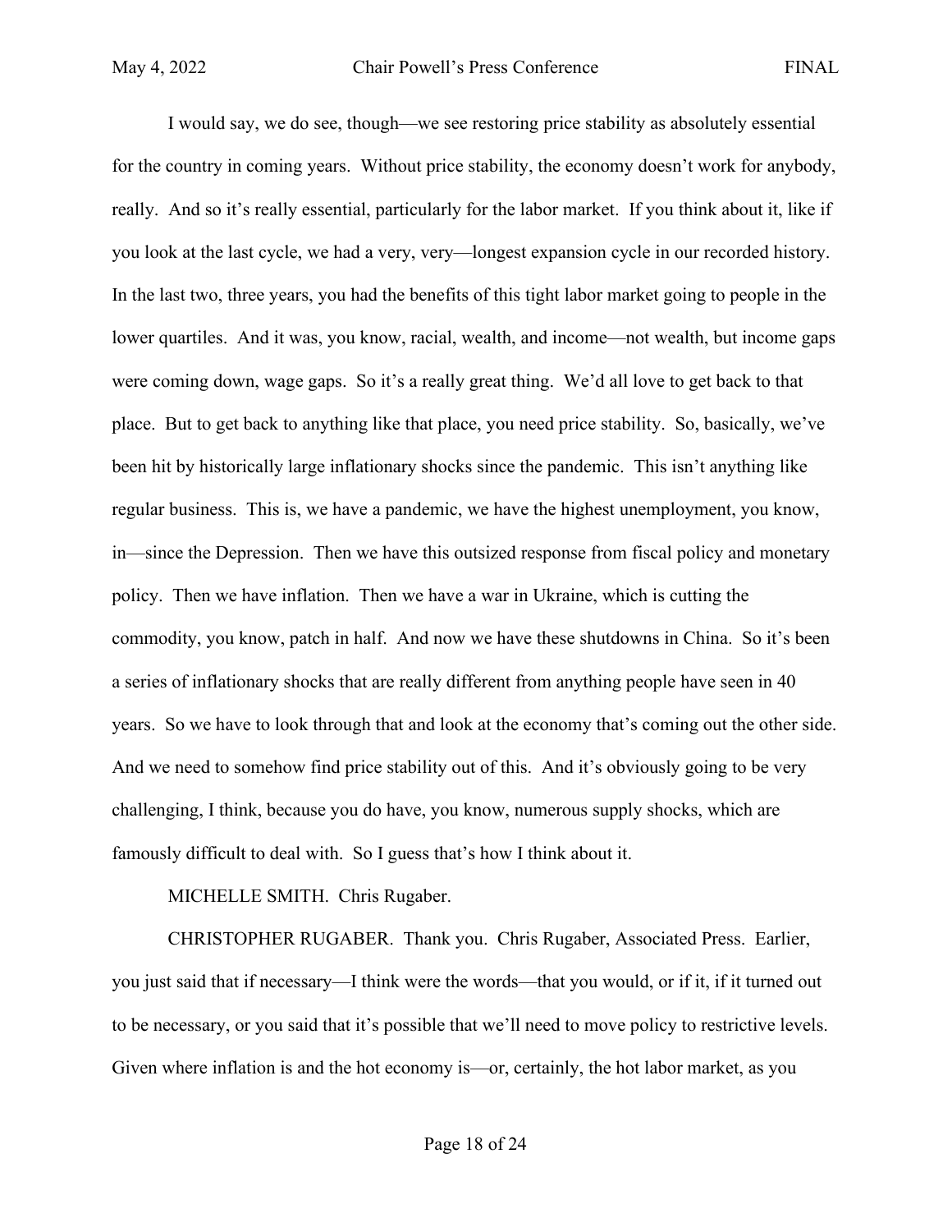I would say, we do see, though—we see restoring price stability as absolutely essential for the country in coming years. Without price stability, the economy doesn't work for anybody, really. And so it's really essential, particularly for the labor market. If you think about it, like if you look at the last cycle, we had a very, very—longest expansion cycle in our recorded history. In the last two, three years, you had the benefits of this tight labor market going to people in the lower quartiles. And it was, you know, racial, wealth, and income—not wealth, but income gaps were coming down, wage gaps. So it's a really great thing. We'd all love to get back to that place. But to get back to anything like that place, you need price stability. So, basically, we've been hit by historically large inflationary shocks since the pandemic. This isn't anything like regular business. This is, we have a pandemic, we have the highest unemployment, you know, in—since the Depression. Then we have this outsized response from fiscal policy and monetary policy. Then we have inflation. Then we have a war in Ukraine, which is cutting the commodity, you know, patch in half. And now we have these shutdowns in China. So it's been a series of inflationary shocks that are really different from anything people have seen in 40 years. So we have to look through that and look at the economy that's coming out the other side. And we need to somehow find price stability out of this. And it's obviously going to be very challenging, I think, because you do have, you know, numerous supply shocks, which are famously difficult to deal with. So I guess that's how I think about it.

MICHELLE SMITH. Chris Rugaber.

CHRISTOPHER RUGABER. Thank you. Chris Rugaber, Associated Press. Earlier, you just said that if necessary—I think were the words—that you would, or if it, if it turned out to be necessary, or you said that it's possible that we'll need to move policy to restrictive levels. Given where inflation is and the hot economy is—or, certainly, the hot labor market, as you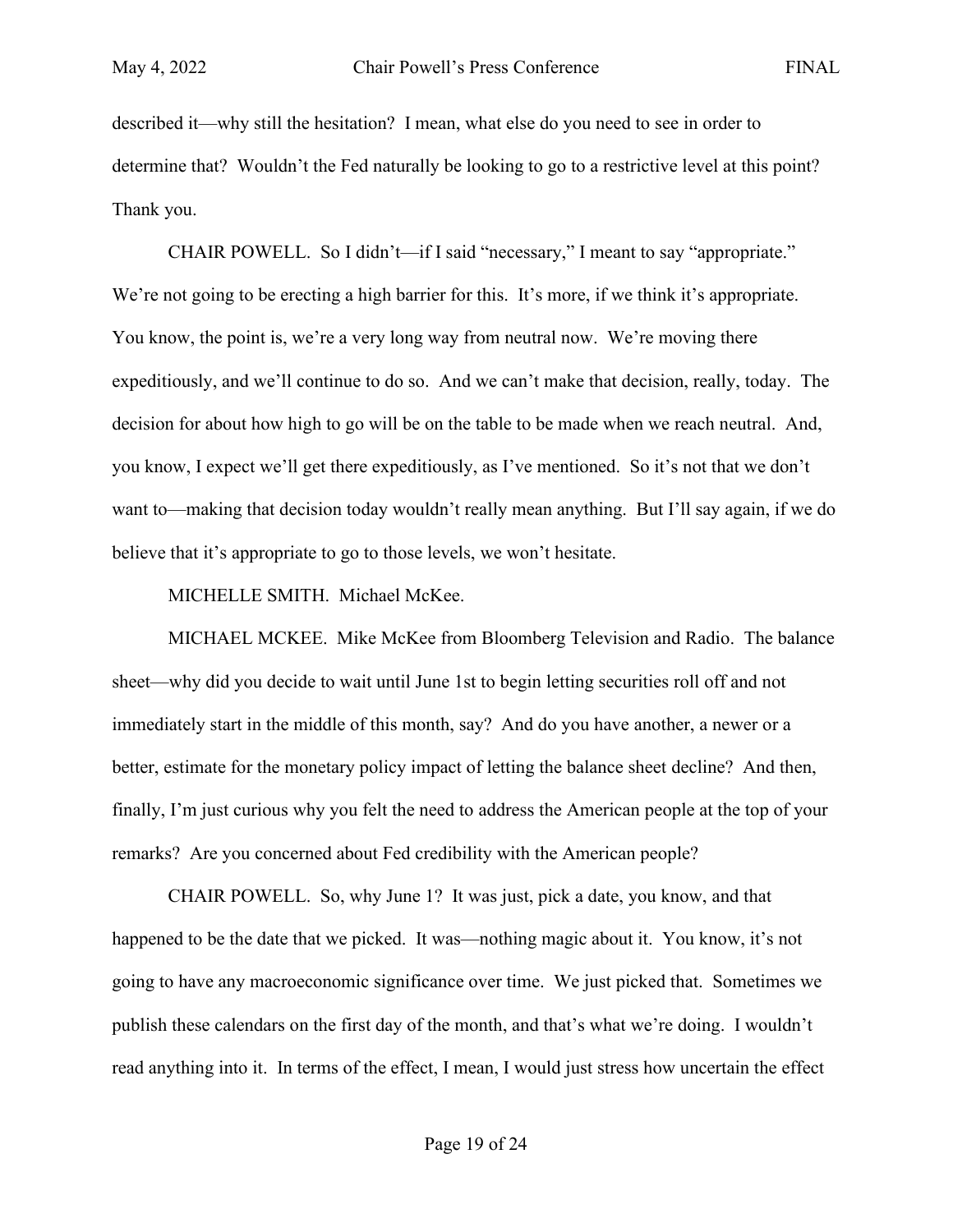described it—why still the hesitation? I mean, what else do you need to see in order to determine that? Wouldn't the Fed naturally be looking to go to a restrictive level at this point? Thank you.

CHAIR POWELL. So I didn't—if I said "necessary," I meant to say "appropriate." We're not going to be erecting a high barrier for this. It's more, if we think it's appropriate. You know, the point is, we're a very long way from neutral now. We're moving there expeditiously, and we'll continue to do so. And we can't make that decision, really, today. The decision for about how high to go will be on the table to be made when we reach neutral. And, you know, I expect we'll get there expeditiously, as I've mentioned. So it's not that we don't want to—making that decision today wouldn't really mean anything. But I'll say again, if we do believe that it's appropriate to go to those levels, we won't hesitate.

MICHELLE SMITH. Michael McKee.

MICHAEL MCKEE. Mike McKee from Bloomberg Television and Radio. The balance sheet—why did you decide to wait until June 1st to begin letting securities roll off and not immediately start in the middle of this month, say? And do you have another, a newer or a better, estimate for the monetary policy impact of letting the balance sheet decline? And then, finally, I'm just curious why you felt the need to address the American people at the top of your remarks? Are you concerned about Fed credibility with the American people?

CHAIR POWELL. So, why June 1? It was just, pick a date, you know, and that happened to be the date that we picked. It was—nothing magic about it. You know, it's not going to have any macroeconomic significance over time. We just picked that. Sometimes we publish these calendars on the first day of the month, and that's what we're doing. I wouldn't read anything into it. In terms of the effect, I mean, I would just stress how uncertain the effect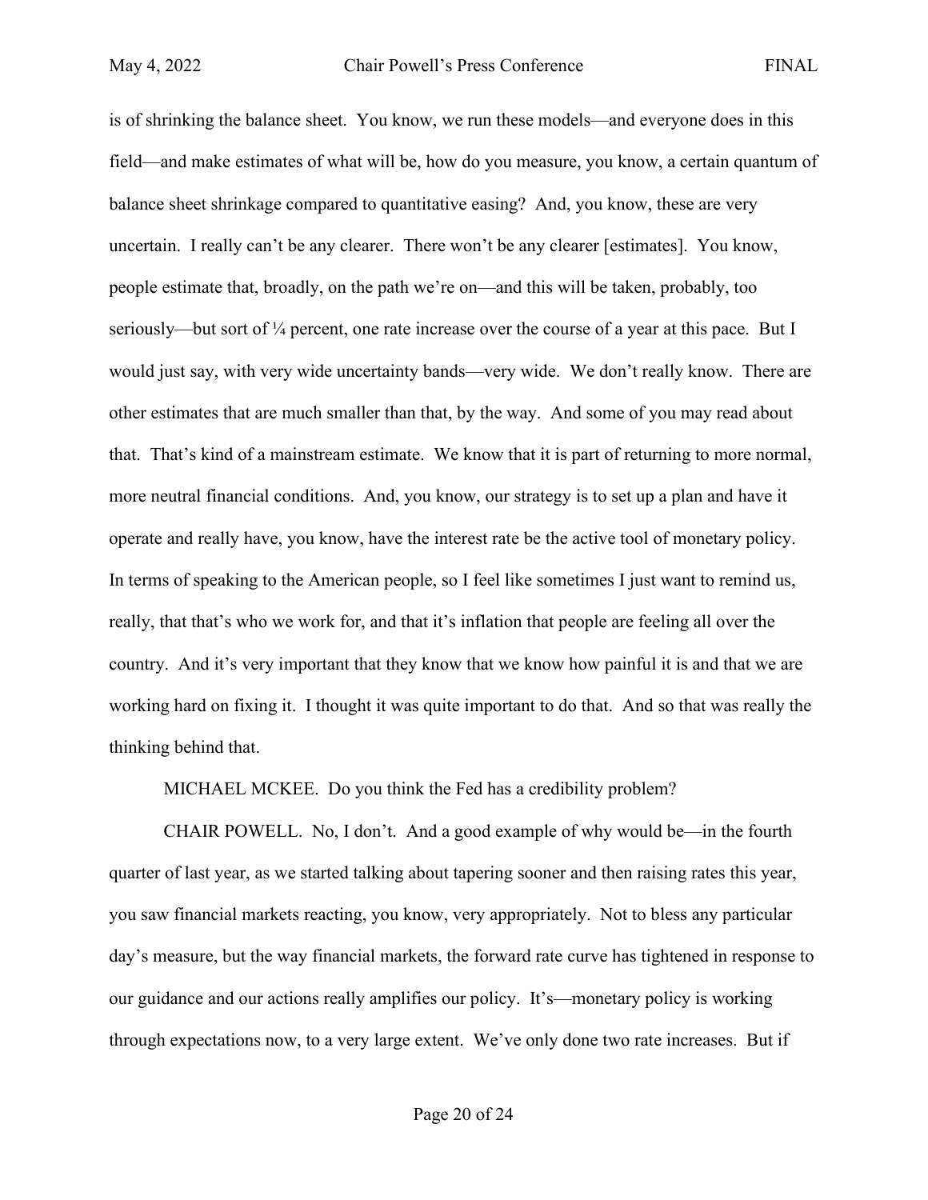is of shrinking the balance sheet. You know, we run these models—and everyone does in this field—and make estimates of what will be, how do you measure, you know, a certain quantum of balance sheet shrinkage compared to quantitative easing? And, you know, these are very uncertain. I really can't be any clearer. There won't be any clearer [estimates]. You know, people estimate that, broadly, on the path we're on—and this will be taken, probably, too seriously—but sort of ¼ percent, one rate increase over the course of a year at this pace. But I would just say, with very wide uncertainty bands—very wide. We don't really know. There are other estimates that are much smaller than that, by the way. And some of you may read about that. That's kind of a mainstream estimate. We know that it is part of returning to more normal, more neutral financial conditions. And, you know, our strategy is to set up a plan and have it operate and really have, you know, have the interest rate be the active tool of monetary policy. In terms of speaking to the American people, so I feel like sometimes I just want to remind us, really, that that's who we work for, and that it's inflation that people are feeling all over the country. And it's very important that they know that we know how painful it is and that we are working hard on fixing it. I thought it was quite important to do that. And so that was really the thinking behind that.

MICHAEL MCKEE. Do you think the Fed has a credibility problem?

CHAIR POWELL. No, I don't. And a good example of why would be—in the fourth quarter of last year, as we started talking about tapering sooner and then raising rates this year, you saw financial markets reacting, you know, very appropriately. Not to bless any particular day's measure, but the way financial markets, the forward rate curve has tightened in response to our guidance and our actions really amplifies our policy. It's—monetary policy is working through expectations now, to a very large extent. We've only done two rate increases. But if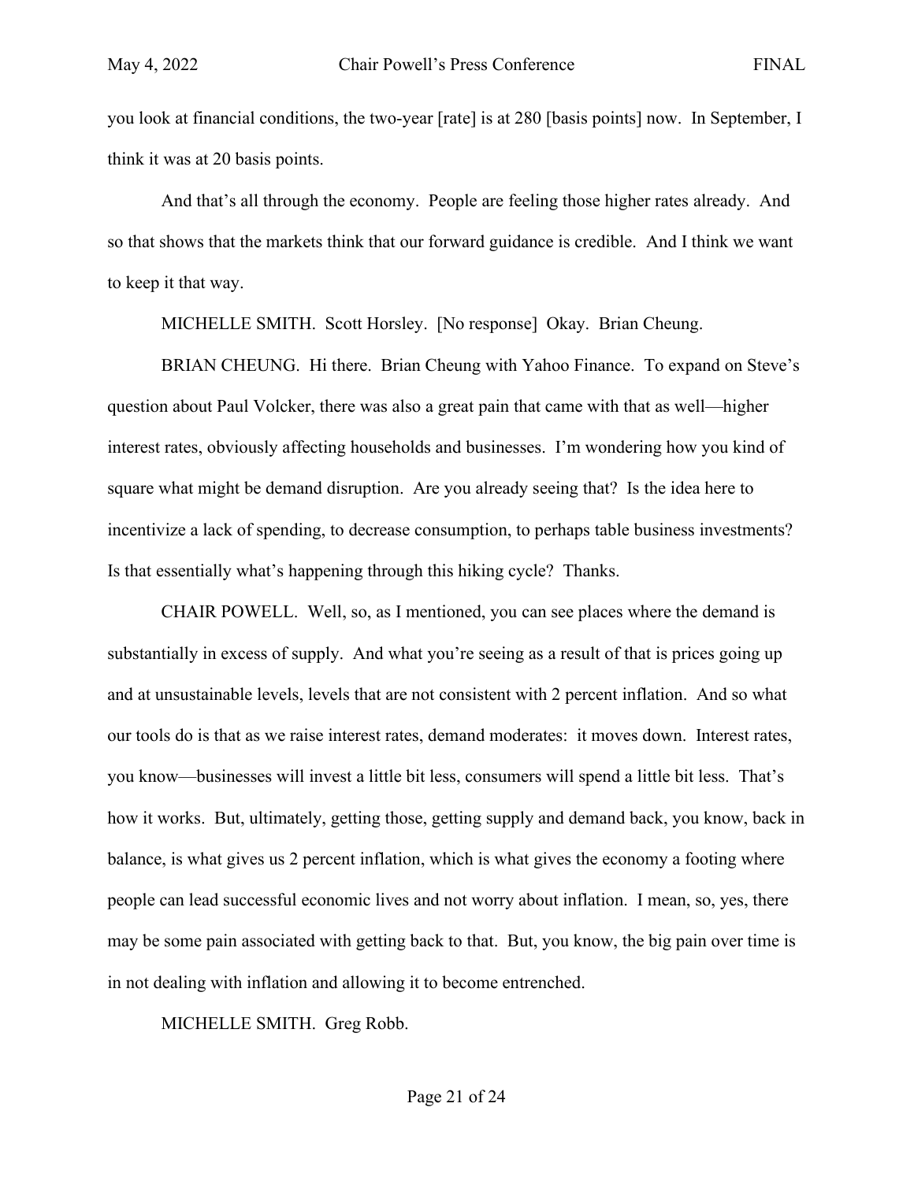you look at financial conditions, the two-year [rate] is at 280 [basis points] now. In September, I think it was at 20 basis points.

And that's all through the economy. People are feeling those higher rates already. And so that shows that the markets think that our forward guidance is credible. And I think we want to keep it that way.

MICHELLE SMITH. Scott Horsley. [No response] Okay. Brian Cheung.

BRIAN CHEUNG. Hi there. Brian Cheung with Yahoo Finance. To expand on Steve's question about Paul Volcker, there was also a great pain that came with that as well—higher interest rates, obviously affecting households and businesses. I'm wondering how you kind of square what might be demand disruption. Are you already seeing that? Is the idea here to incentivize a lack of spending, to decrease consumption, to perhaps table business investments? Is that essentially what's happening through this hiking cycle? Thanks.

CHAIR POWELL. Well, so, as I mentioned, you can see places where the demand is substantially in excess of supply. And what you're seeing as a result of that is prices going up and at unsustainable levels, levels that are not consistent with 2 percent inflation. And so what our tools do is that as we raise interest rates, demand moderates: it moves down. Interest rates, you know—businesses will invest a little bit less, consumers will spend a little bit less. That's how it works. But, ultimately, getting those, getting supply and demand back, you know, back in balance, is what gives us 2 percent inflation, which is what gives the economy a footing where people can lead successful economic lives and not worry about inflation. I mean, so, yes, there may be some pain associated with getting back to that. But, you know, the big pain over time is in not dealing with inflation and allowing it to become entrenched.

MICHELLE SMITH. Greg Robb.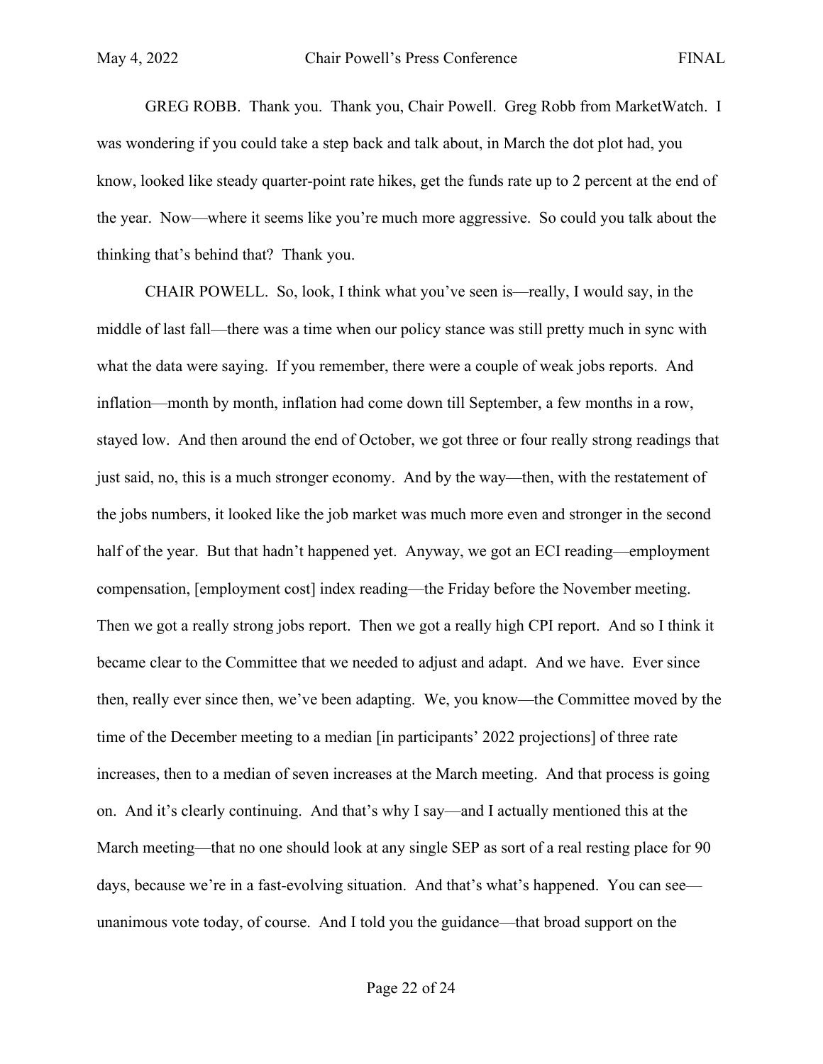GREG ROBB. Thank you. Thank you, Chair Powell. Greg Robb from MarketWatch. I was wondering if you could take a step back and talk about, in March the dot plot had, you know, looked like steady quarter-point rate hikes, get the funds rate up to 2 percent at the end of the year. Now—where it seems like you're much more aggressive. So could you talk about the thinking that's behind that? Thank you.

CHAIR POWELL. So, look, I think what you've seen is—really, I would say, in the middle of last fall—there was a time when our policy stance was still pretty much in sync with what the data were saying. If you remember, there were a couple of weak jobs reports. And inflation—month by month, inflation had come down till September, a few months in a row, stayed low. And then around the end of October, we got three or four really strong readings that just said, no, this is a much stronger economy. And by the way—then, with the restatement of the jobs numbers, it looked like the job market was much more even and stronger in the second half of the year. But that hadn't happened yet. Anyway, we got an ECI reading—employment compensation, [employment cost] index reading—the Friday before the November meeting. Then we got a really strong jobs report. Then we got a really high CPI report. And so I think it became clear to the Committee that we needed to adjust and adapt. And we have. Ever since then, really ever since then, we've been adapting. We, you know—the Committee moved by the time of the December meeting to a median [in participants' 2022 projections] of three rate increases, then to a median of seven increases at the March meeting. And that process is going on. And it's clearly continuing. And that's why I say—and I actually mentioned this at the March meeting—that no one should look at any single SEP as sort of a real resting place for 90 days, because we're in a fast-evolving situation. And that's what's happened. You can see—unanimous vote today, of course. And I told you the guidance—that broad support on the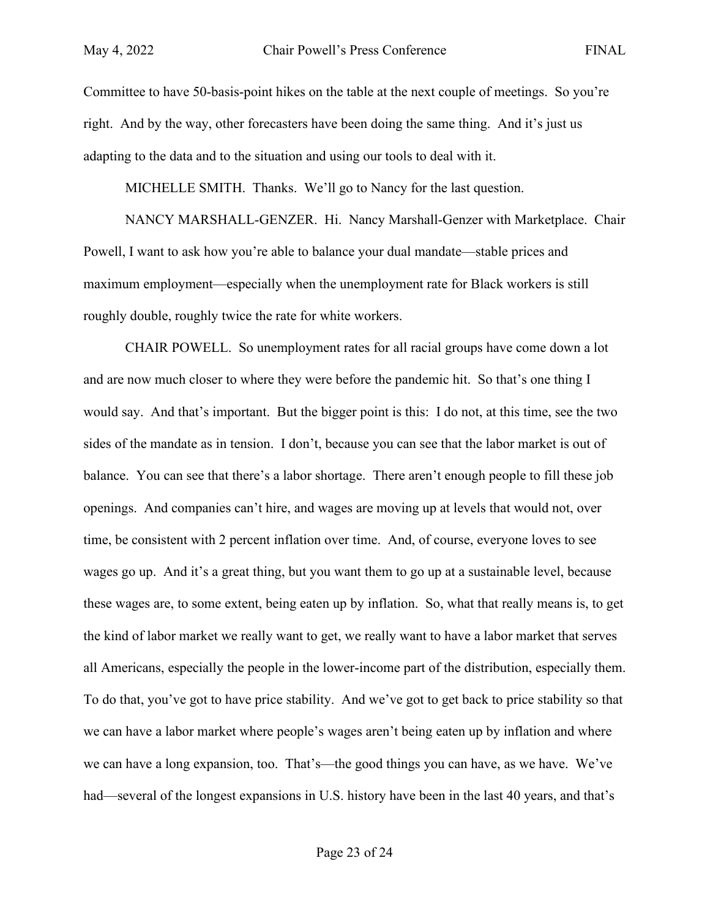Committee to have 50-basis-point hikes on the table at the next couple of meetings. So you're right. And by the way, other forecasters have been doing the same thing. And it's just us adapting to the data and to the situation and using our tools to deal with it.

MICHELLE SMITH. Thanks. We'll go to Nancy for the last question.

NANCY MARSHALL-GENZER. Hi. Nancy Marshall-Genzer with Marketplace. Chair Powell, I want to ask how you're able to balance your dual mandate—stable prices and maximum employment—especially when the unemployment rate for Black workers is still roughly double, roughly twice the rate for white workers.

CHAIR POWELL. So unemployment rates for all racial groups have come down a lot and are now much closer to where they were before the pandemic hit. So that's one thing I would say. And that's important. But the bigger point is this: I do not, at this time, see the two sides of the mandate as in tension. I don't, because you can see that the labor market is out of balance. You can see that there's a labor shortage. There aren't enough people to fill these job openings. And companies can't hire, and wages are moving up at levels that would not, over time, be consistent with 2 percent inflation over time. And, of course, everyone loves to see wages go up. And it's a great thing, but you want them to go up at a sustainable level, because these wages are, to some extent, being eaten up by inflation. So, what that really means is, to get the kind of labor market we really want to get, we really want to have a labor market that serves all Americans, especially the people in the lower-income part of the distribution, especially them. To do that, you've got to have price stability. And we've got to get back to price stability so that we can have a labor market where people's wages aren't being eaten up by inflation and where we can have a long expansion, too. That's—the good things you can have, as we have. We've had—several of the longest expansions in U.S. history have been in the last 40 years, and that's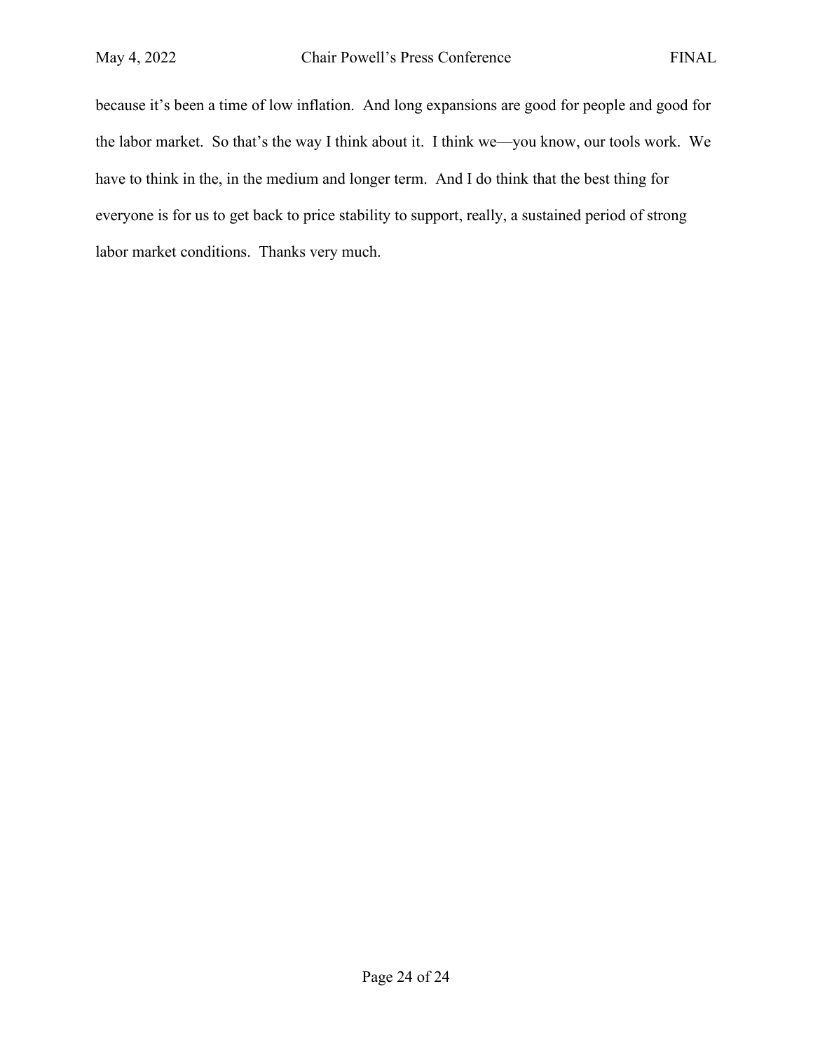because it's been a time of low inflation. And long expansions are good for people and good for the labor market. So that's the way I think about it. I think we—you know, our tools work. We have to think in the, in the medium and longer term. And I do think that the best thing for everyone is for us to get back to price stability to support, really, a sustained period of strong labor market conditions. Thanks very much.